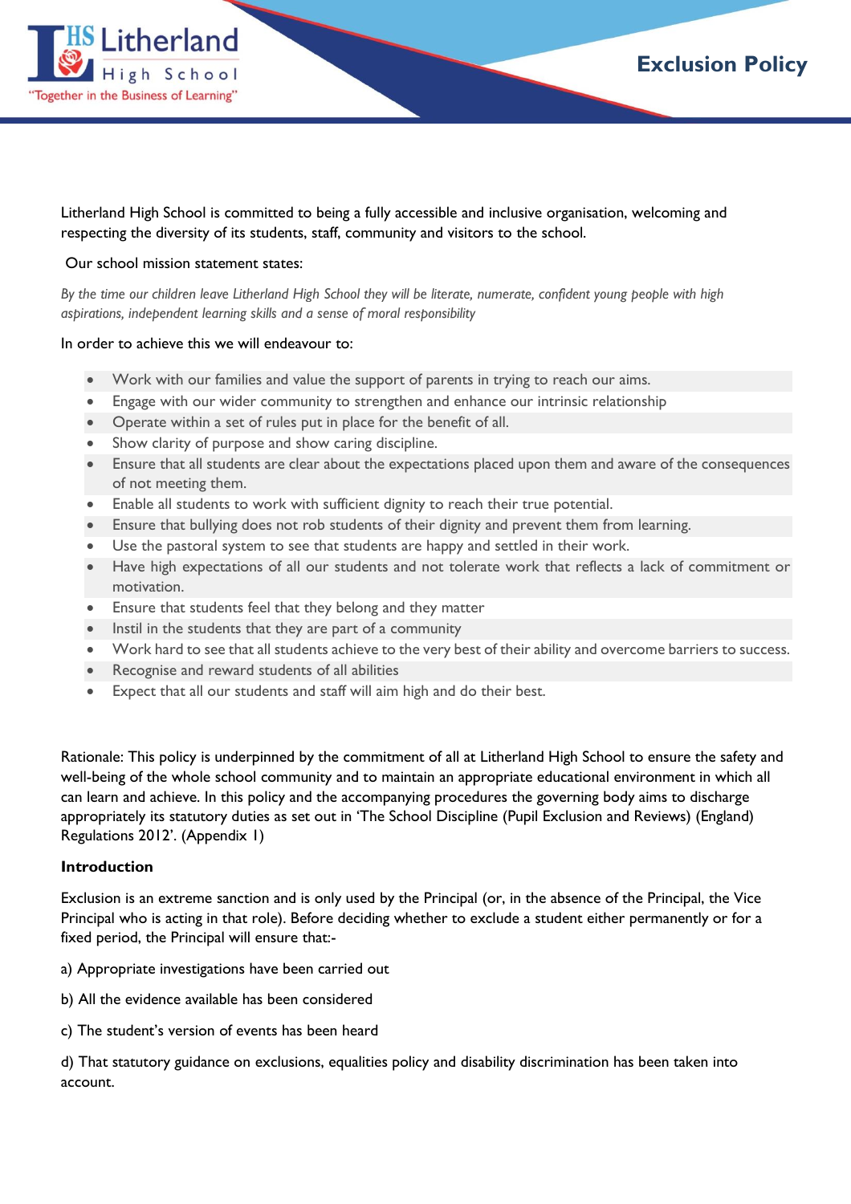# Exclusion Policy

Litherland High School is committed to being a fully accessible and inclusive organisation, welcoming and respecting the diversity of its students, staff, community and visitors to the school.

Our school mission statement states:

*By the time our children leave Litherland High School they will be literate, numerate, confident young people with high aspirations, independent learning skills and a sense of moral responsibility*

In order to achieve this we will endeavour to:

- Work with our families and value the support of parents in trying to reach our aims.
- Engage with our wider community to strengthen and enhance our intrinsic relationship
- Operate within a set of rules put in place for the benefit of all.
- Show clarity of purpose and show caring discipline.
- Ensure that all students are clear about the expectations placed upon them and aware of the consequences of not meeting them.
- Enable all students to work with sufficient dignity to reach their true potential.
- Ensure that bullying does not rob students of their dignity and prevent them from learning.
- Use the pastoral system to see that students are happy and settled in their work.
- Have high expectations of all our students and not tolerate work that reflects a lack of commitment or motivation.
- Ensure that students feel that they belong and they matter
- Instil in the students that they are part of a community
- Work hard to see that all students achieve to the very best of their ability and overcome barriers to success.
- Recognise and reward students of all abilities
- Expect that all our students and staff will aim high and do their best.

Rationale: This policy is underpinned by the commitment of all at Litherland High School to ensure the safety and well-being of the whole school community and to maintain an appropriate educational environment in which all can learn and achieve. In this policy and the accompanying procedures the governing body aims to discharge appropriately its statutory duties as set out in 'The School Discipline (Pupil Exclusion and Reviews) (England) Regulations 2012'. (Appendix 1)

**Introduction**

Exclusion is an extreme sanction and is only used by the Principal (or, in the absence of the Principal, the Vice Principal who is acting in that role). Before deciding whether to exclude a student either permanently or for a fixed period, the Principal will ensure that:-

a) Appropriate investigations have been carried out

b) All the evidence available has been considered

c) The student's version of events has been heard

d) That statutory guidance on exclusions, equalities policy and disability discrimination has been taken into account.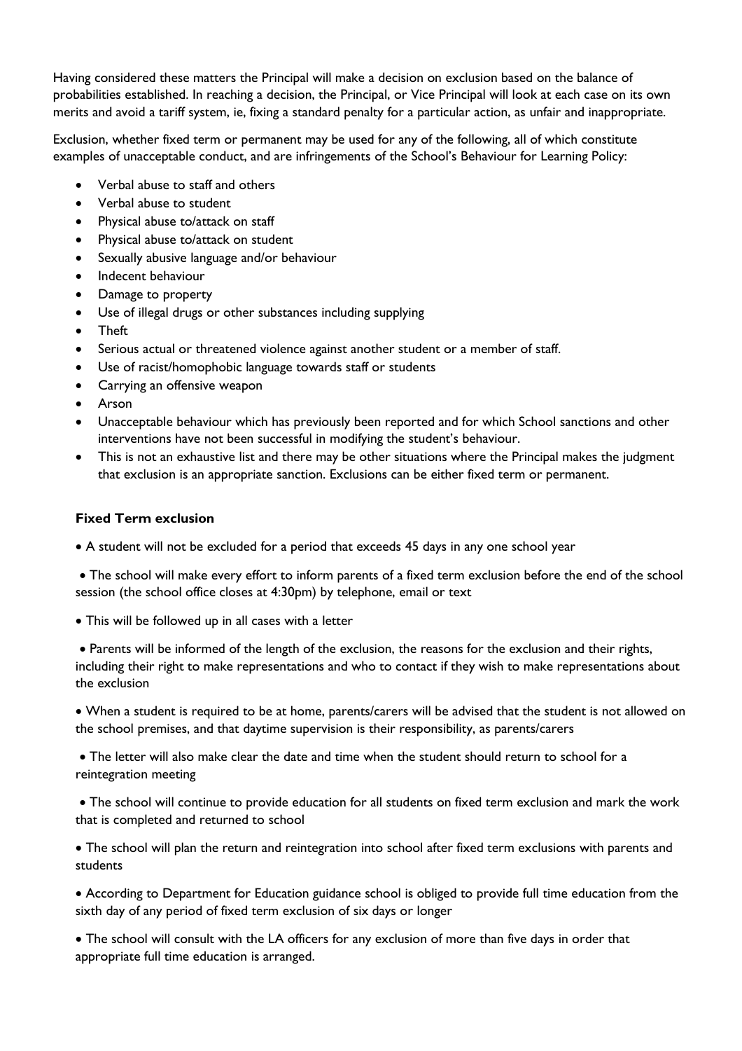Having considered these matters the Principal will make a decision on exclusion based on the balance of probabilities established. In reaching a decision, the Principal, or Vice Principal will look at each case on its own merits and avoid a tariff system, ie, fixing a standard penalty for a particular action, as unfair and inappropriate.

Exclusion, whether fixed term or permanent may be used for any of the following, all of which constitute examples of unacceptable conduct, and are infringements of the School's Behaviour for Learning Policy:

- Verbal abuse to staff and others
- Verbal abuse to student
- Physical abuse to/attack on staff
- Physical abuse to/attack on student
- Sexually abusive language and/or behaviour
- Indecent behaviour
- Damage to property
- Use of illegal drugs or other substances including supplying
- Theft
- Serious actual or threatened violence against another student or a member of staff.
- Use of racist/homophobic language towards staff or students
- Carrying an offensive weapon
- Arson
- Unacceptable behaviour which has previously been reported and for which School sanctions and other interventions have not been successful in modifying the student's behaviour.
- This is not an exhaustive list and there may be other situations where the Principal makes the judgment that exclusion is an appropriate sanction. Exclusions can be either fixed term or permanent.

### Fixed Term exclusion

- A student will not be excluded for a period that exceeds 45 days in any one school year
- The school will make every effort to inform parents of a fixed term exclusion before the end of the school session (the school office closes at 4:30pm) by telephone, email or text
- This will be followed up in all cases with a letter
- Parents will be informed of the length of the exclusion, the reasons for the exclusion and their rights, including their right to make representations and who to contact if they wish to make representations about the exclusion
- When a student is required to be at home, parents/carers will be advised that the student is not allowed on the school premises, and that daytime supervision is their responsibility, as parents/carers
- The letter will also make clear the date and time when the student should return to school for a reintegration meeting
- The school will continue to provide education for all students on fixed term exclusion and mark the work that is completed and returned to school
- The school will plan the return and reintegration into school after fixed term exclusions with parents and students
- According to Department for Education guidance school is obliged to provide full time education from the sixth day of any period of fixed term exclusion of six days or longer
- The school will consult with the LA officers for any exclusion of more than five days in order that appropriate full time education is arranged.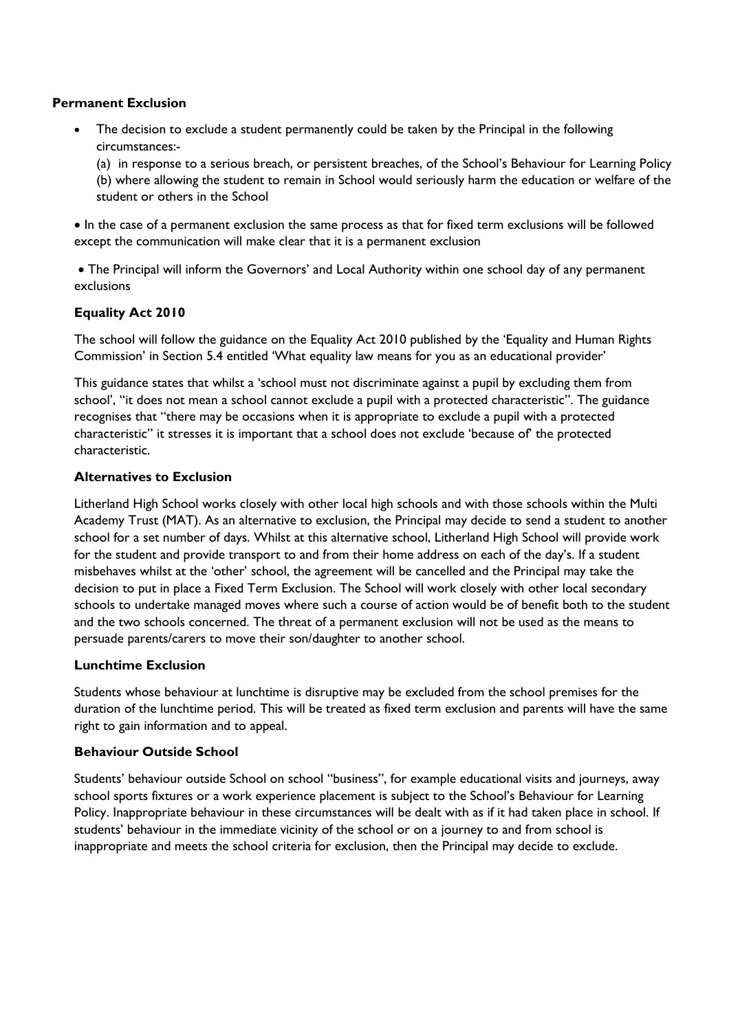**Permanent Exclusion**

- The decision to exclude a student permanently could be taken by the Principal in the following circumstances:-
  (a) in response to a serious breach, or persistent breaches, of the School's Behaviour for Learning Policy
  (b) where allowing the student to remain in School would seriously harm the education or welfare of the student or others in the School

• In the case of a permanent exclusion the same process as that for fixed term exclusions will be followed except the communication will make clear that it is a permanent exclusion

• The Principal will inform the Governors' and Local Authority within one school day of any permanent exclusions

**Equality Act 2010**

The school will follow the guidance on the Equality Act 2010 published by the 'Equality and Human Rights Commission' in Section 5.4 entitled 'What equality law means for you as an educational provider'

This guidance states that whilst a 'school must not discriminate against a pupil by excluding them from school', "it does not mean a school cannot exclude a pupil with a protected characteristic". The guidance recognises that "there may be occasions when it is appropriate to exclude a pupil with a protected characteristic" it stresses it is important that a school does not exclude 'because of' the protected characteristic.

**Alternatives to Exclusion**

Litherland High School works closely with other local high schools and with those schools within the Multi Academy Trust (MAT). As an alternative to exclusion, the Principal may decide to send a student to another school for a set number of days. Whilst at this alternative school, Litherland High School will provide work for the student and provide transport to and from their home address on each of the day's. If a student misbehaves whilst at the 'other' school, the agreement will be cancelled and the Principal may take the decision to put in place a Fixed Term Exclusion. The School will work closely with other local secondary schools to undertake managed moves where such a course of action would be of benefit both to the student and the two schools concerned. The threat of a permanent exclusion will not be used as the means to persuade parents/carers to move their son/daughter to another school.

**Lunchtime Exclusion**

Students whose behaviour at lunchtime is disruptive may be excluded from the school premises for the duration of the lunchtime period. This will be treated as fixed term exclusion and parents will have the same right to gain information and to appeal.

**Behaviour Outside School**

Students' behaviour outside School on school "business", for example educational visits and journeys, away school sports fixtures or a work experience placement is subject to the School's Behaviour for Learning Policy. Inappropriate behaviour in these circumstances will be dealt with as if it had taken place in school. If students' behaviour in the immediate vicinity of the school or on a journey to and from school is inappropriate and meets the school criteria for exclusion, then the Principal may decide to exclude.